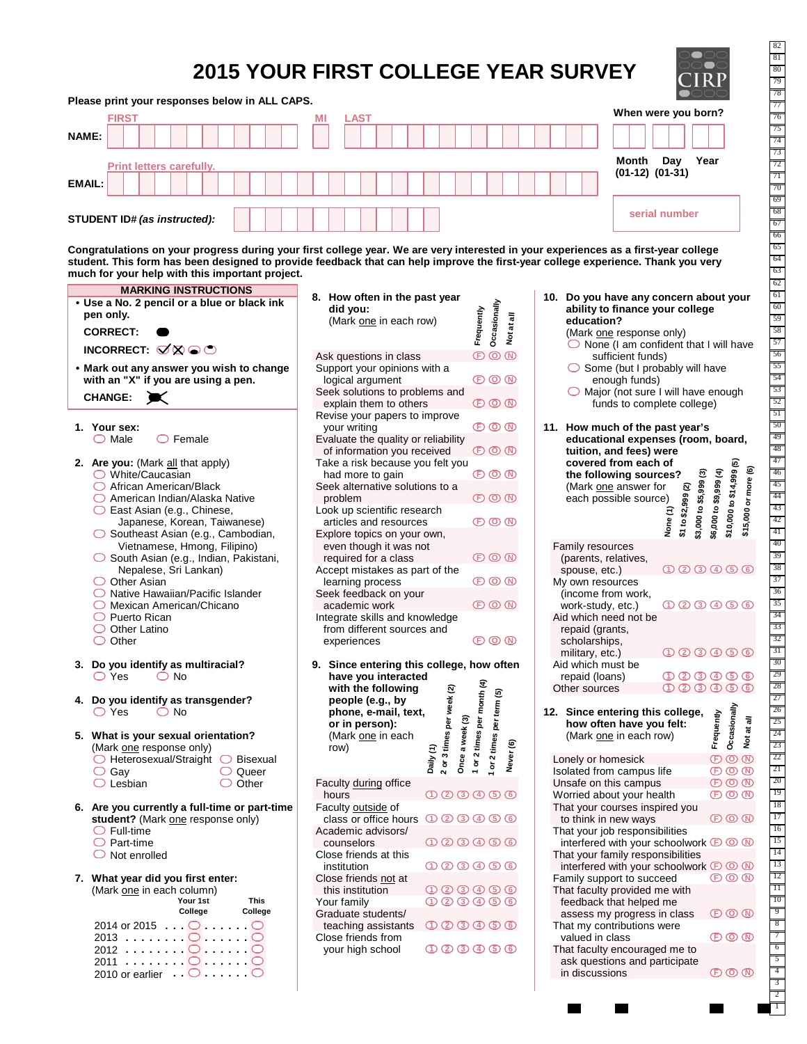# 2015 YOUR FIRST COLLEGE YEAR SURVEY

**Please print your responses below in ALL CAPS.**

**NAME:** FIRST | MI | LAST

**EMAIL:** Print letters carefully.

**STUDENT ID# (as instructed):**

**When were you born?**
Month (01-12) | Day (01-31) | Year

serial number

**Congratulations on your progress during your first college year. We are very interested in your experiences as a first-year college student. This form has been designed to provide feedback that can help improve the first-year college experience. Thank you very much for your help with this important project.**

## MARKING INSTRUCTIONS

- **Use a No. 2 pencil or a blue or black ink pen only.**

  **CORRECT:** ●

  **INCORRECT:** ✓ ✗ ◒ ◓

- **Mark out any answer you wish to change with an "X" if you are using a pen.**

  **CHANGE:** ✗

**1. Your sex:**
- ◯ Male
- ◯ Female

**2. Are you:** (Mark all that apply)
- ◯ White/Caucasian
- ◯ African American/Black
- ◯ American Indian/Alaska Native
- ◯ East Asian (e.g., Chinese, Japanese, Korean, Taiwanese)
- ◯ Southeast Asian (e.g., Cambodian, Vietnamese, Hmong, Filipino)
- ◯ South Asian (e.g., Indian, Pakistani, Nepalese, Sri Lankan)
- ◯ Other Asian
- ◯ Native Hawaiian/Pacific Islander
- ◯ Mexican American/Chicano
- ◯ Puerto Rican
- ◯ Other Latino
- ◯ Other

**3. Do you identify as multiracial?**
- ◯ Yes
- ◯ No

**4. Do you identify as transgender?**
- ◯ Yes
- ◯ No

**5. What is your sexual orientation?** (Mark one response only)
- ◯ Heterosexual/Straight
- ◯ Gay
- ◯ Lesbian
- ◯ Bisexual
- ◯ Queer
- ◯ Other

**6. Are you currently a full-time or part-time student?** (Mark one response only)
- ◯ Full-time
- ◯ Part-time
- ◯ Not enrolled

**7. What year did you first enter:** (Mark one in each column)

| | Your 1st College | This College |
|---|---|---|
| 2014 or 2015 | ◯ | ◯ |
| 2013 | ◯ | ◯ |
| 2012 | ◯ | ◯ |
| 2011 | ◯ | ◯ |
| 2010 or earlier | ◯ | ◯ |

**8. How often in the past year did you:** (Mark one in each row)

| | Frequently | Occasionally | Not at all |
|---|---|---|---|
| Ask questions in class | F | O | N |
| Support your opinions with a logical argument | F | O | N |
| Seek solutions to problems and explain them to others | F | O | N |
| Revise your papers to improve your writing | F | O | N |
| Evaluate the quality or reliability of information you received | F | O | N |
| Take a risk because you felt you had more to gain | F | O | N |
| Seek alternative solutions to a problem | F | O | N |
| Look up scientific research articles and resources | F | O | N |
| Explore topics on your own, even though it was not required for a class | F | O | N |
| Accept mistakes as part of the learning process | F | O | N |
| Seek feedback on your academic work | F | O | N |
| Integrate skills and knowledge from different sources and experiences | F | O | N |

**9. Since entering this college, how often have you interacted with the following people (e.g., by phone, e-mail, text, or in person):** (Mark one in each row)

| | Daily (1) | 2 or 3 times per week (2) | Once a week (3) | 1 or 2 times per month (4) | 1 or 2 times per term (5) | Never (6) |
|---|---|---|---|---|---|---|
| Faculty during office hours | 1 | 2 | 3 | 4 | 5 | 6 |
| Faculty outside of class or office hours | 1 | 2 | 3 | 4 | 5 | 6 |
| Academic advisors/counselors | 1 | 2 | 3 | 4 | 5 | 6 |
| Close friends at this institution | 1 | 2 | 3 | 4 | 5 | 6 |
| Close friends not at this institution | 1 | 2 | 3 | 4 | 5 | 6 |
| Your family | 1 | 2 | 3 | 4 | 5 | 6 |
| Graduate students/teaching assistants | 1 | 2 | 3 | 4 | 5 | 6 |
| Close friends from your high school | 1 | 2 | 3 | 4 | 5 | 6 |

**10. Do you have any concern about your ability to finance your college education?** (Mark one response only)
- ◯ None (I am confident that I will have sufficient funds)
- ◯ Some (but I probably will have enough funds)
- ◯ Major (not sure I will have enough funds to complete college)

**11. How much of the past year's educational expenses (room, board, tuition, and fees) were covered from each of the following sources?** (Mark one answer for each possible source)

| | None (1) | $1 to $2,999 (2) | $3,000 to $5,999 (3) | $6,000 to $9,999 (4) | $10,000 to $14,999 (5) | $15,000 or more (6) |
|---|---|---|---|---|---|---|
| Family resources (parents, relatives, spouse, etc.) | 1 | 2 | 3 | 4 | 5 | 6 |
| My own resources (income from work, work-study, etc.) | 1 | 2 | 3 | 4 | 5 | 6 |
| Aid which need not be repaid (grants, scholarships, military, etc.) | 1 | 2 | 3 | 4 | 5 | 6 |
| Aid which must be repaid (loans) | 1 | 2 | 3 | 4 | 5 | 6 |
| Other sources | 1 | 2 | 3 | 4 | 5 | 6 |

**12. Since entering this college, how often have you felt:** (Mark one in each row)

| | Frequently | Occasionally | Not at all |
|---|---|---|---|
| Lonely or homesick | F | O | N |
| Isolated from campus life | F | O | N |
| Unsafe on this campus | F | O | N |
| Worried about your health | F | O | N |
| That your courses inspired you to think in new ways | F | O | N |
| That your job responsibilities interfered with your schoolwork | F | O | N |
| That your family responsibilities interfered with your schoolwork | F | O | N |
| Family support to succeed | F | O | N |
| That faculty provided me with feedback that helped me assess my progress in class | F | O | N |
| That my contributions were valued in class | F | O | N |
| That faculty encouraged me to ask questions and participate in discussions | F | O | N |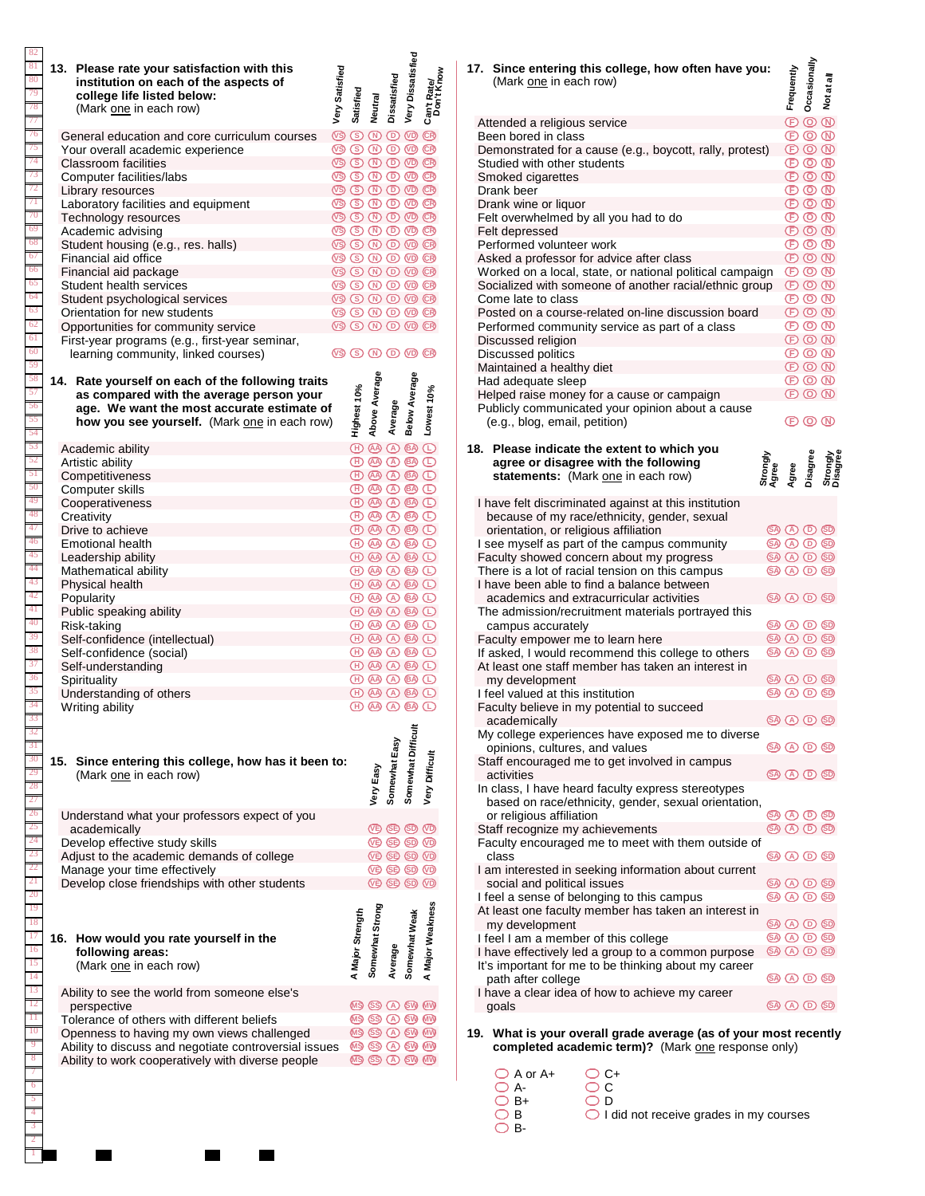**13. Please rate your satisfaction with this institution on each of the aspects of college life listed below:** (Mark one in each row)

| | Very Satisfied | Satisfied | Neutral | Dissatisfied | Very Dissatisfied | Can't Rate/ Don't Know |
|---|---|---|---|---|---|---|
| General education and core curriculum courses | VS | S | N | D | VD | CR |
| Your overall academic experience | VS | S | N | D | VD | CR |
| Classroom facilities | VS | S | N | D | VD | CR |
| Computer facilities/labs | VS | S | N | D | VD | CR |
| Library resources | VS | S | N | D | VD | CR |
| Laboratory facilities and equipment | VS | S | N | D | VD | CR |
| Technology resources | VS | S | N | D | VD | CR |
| Academic advising | VS | S | N | D | VD | CR |
| Student housing (e.g., res. halls) | VS | S | N | D | VD | CR |
| Financial aid office | VS | S | N | D | VD | CR |
| Financial aid package | VS | S | N | D | VD | CR |
| Student health services | VS | S | N | D | VD | CR |
| Student psychological services | VS | S | N | D | VD | CR |
| Orientation for new students | VS | S | N | D | VD | CR |
| Opportunities for community service | VS | S | N | D | VD | CR |
| First-year programs (e.g., first-year seminar, learning community, linked courses) | VS | S | N | D | VD | CR |

**14. Rate yourself on each of the following traits as compared with the average person your age. We want the most accurate estimate of how you see yourself.** (Mark one in each row)

| | Highest 10% | Above Average | Average | Below Average | Lowest 10% |
|---|---|---|---|---|---|
| Academic ability | H | AA | A | BA | L |
| Artistic ability | H | AA | A | BA | L |
| Competitiveness | H | AA | A | BA | L |
| Computer skills | H | AA | A | BA | L |
| Cooperativeness | H | AA | A | BA | L |
| Creativity | H | AA | A | BA | L |
| Drive to achieve | H | AA | A | BA | L |
| Emotional health | H | AA | A | BA | L |
| Leadership ability | H | AA | A | BA | L |
| Mathematical ability | H | AA | A | BA | L |
| Physical health | H | AA | A | BA | L |
| Popularity | H | AA | A | BA | L |
| Public speaking ability | H | AA | A | BA | L |
| Risk-taking | H | AA | A | BA | L |
| Self-confidence (intellectual) | H | AA | A | BA | L |
| Self-confidence (social) | H | AA | A | BA | L |
| Self-understanding | H | AA | A | BA | L |
| Spirituality | H | AA | A | BA | L |
| Understanding of others | H | AA | A | BA | L |
| Writing ability | H | AA | A | BA | L |

**15. Since entering this college, how has it been to:** (Mark one in each row)

| | Very Easy | Somewhat Easy | Somewhat Difficult | Very Difficult |
|---|---|---|---|---|
| Understand what your professors expect of you academically | VE | SE | SD | VD |
| Develop effective study skills | VE | SE | SD | VD |
| Adjust to the academic demands of college | VE | SE | SD | VD |
| Manage your time effectively | VE | SE | SD | VD |
| Develop close friendships with other students | VE | SE | SD | VD |

**16. How would you rate yourself in the following areas:** (Mark one in each row)

| | A Major Strength | Somewhat Strong | Average | Somewhat Weak | A Major Weakness |
|---|---|---|---|---|---|
| Ability to see the world from someone else's perspective | MS | SS | A | SW | MW |
| Tolerance of others with different beliefs | MS | SS | A | SW | MW |
| Openness to having my own views challenged | MS | SS | A | SW | MW |
| Ability to discuss and negotiate controversial issues | MS | SS | A | SW | MW |
| Ability to work cooperatively with diverse people | MS | SS | A | SW | MW |

**17. Since entering this college, how often have you:** (Mark one in each row)

| | Frequently | Occasionally | Not at all |
|---|---|---|---|
| Attended a religious service | F | O | N |
| Been bored in class | F | O | N |
| Demonstrated for a cause (e.g., boycott, rally, protest) | F | O | N |
| Studied with other students | F | O | N |
| Smoked cigarettes | F | O | N |
| Drank beer | F | O | N |
| Drank wine or liquor | F | O | N |
| Felt overwhelmed by all you had to do | F | O | N |
| Felt depressed | F | O | N |
| Performed volunteer work | F | O | N |
| Asked a professor for advice after class | F | O | N |
| Worked on a local, state, or national political campaign | F | O | N |
| Socialized with someone of another racial/ethnic group | F | O | N |
| Come late to class | F | O | N |
| Posted on a course-related on-line discussion board | F | O | N |
| Performed community service as part of a class | F | O | N |
| Discussed religion | F | O | N |
| Discussed politics | F | O | N |
| Maintained a healthy diet | F | O | N |
| Had adequate sleep | F | O | N |
| Helped raise money for a cause or campaign | F | O | N |
| Publicly communicated your opinion about a cause (e.g., blog, email, petition) | F | O | N |

**18. Please indicate the extent to which you agree or disagree with the following statements:** (Mark one in each row)

| | Strongly Agree | Agree | Disagree | Strongly Disagree |
|---|---|---|---|---|
| I have felt discriminated against at this institution because of my race/ethnicity, gender, sexual orientation, or religious affiliation | SA | A | D | SD |
| I see myself as part of the campus community | SA | A | D | SD |
| Faculty showed concern about my progress | SA | A | D | SD |
| There is a lot of racial tension on this campus | SA | A | D | SD |
| I have been able to find a balance between academics and extracurricular activities | SA | A | D | SD |
| The admission/recruitment materials portrayed this campus accurately | SA | A | D | SD |
| Faculty empower me to learn here | SA | A | D | SD |
| If asked, I would recommend this college to others | SA | A | D | SD |
| At least one staff member has taken an interest in my development | SA | A | D | SD |
| I feel valued at this institution | SA | A | D | SD |
| Faculty believe in my potential to succeed academically | SA | A | D | SD |
| My college experiences have exposed me to diverse opinions, cultures, and values | SA | A | D | SD |
| Staff encouraged me to get involved in campus activities | SA | A | D | SD |
| In class, I have heard faculty express stereotypes based on race/ethnicity, gender, sexual orientation, or religious affiliation | SA | A | D | SD |
| Staff recognize my achievements | SA | A | D | SD |
| Faculty encouraged me to meet with them outside of class | SA | A | D | SD |
| I am interested in seeking information about current social and political issues | SA | A | D | SD |
| I feel a sense of belonging to this campus | SA | A | D | SD |
| At least one faculty member has taken an interest in my development | SA | A | D | SD |
| I feel I am a member of this college | SA | A | D | SD |
| I have effectively led a group to a common purpose | SA | A | D | SD |
| It's important for me to be thinking about my career path after college | SA | A | D | SD |
| I have a clear idea of how to achieve my career goals | SA | A | D | SD |

**19. What is your overall grade average (as of your most recently completed academic term)?** (Mark one response only)

- ◯ A or A+
- ◯ A-
- ◯ B+
- ◯ B
- ◯ B-
- ◯ C+
- ◯ C
- ◯ D
- ◯ I did not receive grades in my courses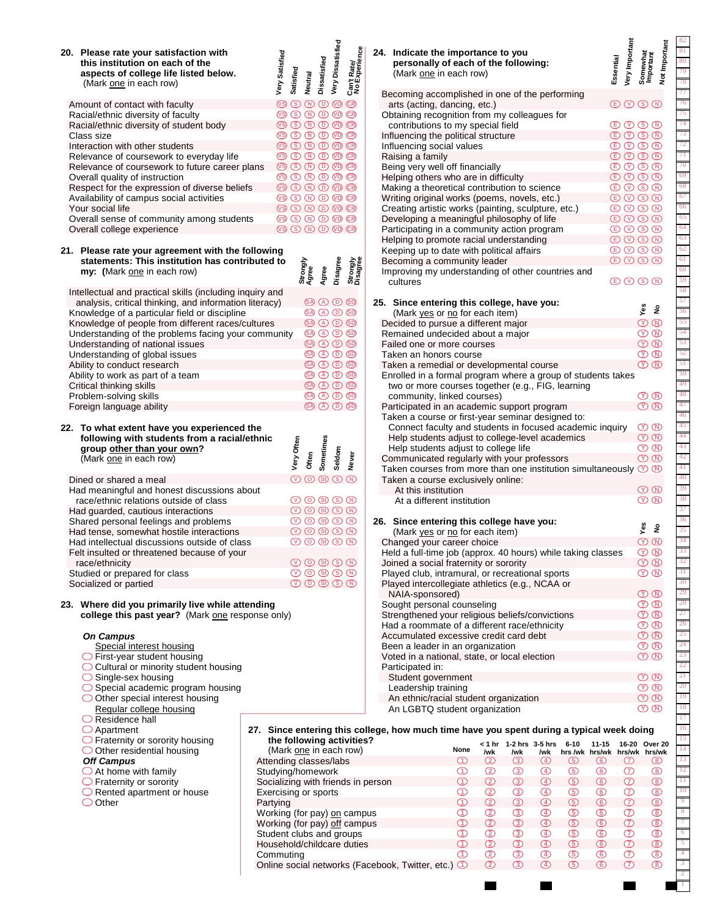**20. Please rate your satisfaction with this institution on each of the aspects of college life listed below.** (Mark one in each row)

| | Very Satisfied | Satisfied | Neutral | Dissatisfied | Very Dissatisfied | Can't Rate/ No Experience |
|---|---|---|---|---|---|---|
| Amount of contact with faculty | VS | S | N | D | VD | CR |
| Racial/ethnic diversity of faculty | VS | S | N | D | VD | CR |
| Racial/ethnic diversity of student body | VS | S | N | D | VD | CR |
| Class size | VS | S | N | D | VD | CR |
| Interaction with other students | VS | S | N | D | VD | CR |
| Relevance of coursework to everyday life | VS | S | N | D | VD | CR |
| Relevance of coursework to future career plans | VS | S | N | D | VD | CR |
| Overall quality of instruction | VS | S | N | D | VD | CR |
| Respect for the expression of diverse beliefs | VS | S | N | D | VD | CR |
| Availability of campus social activities | VS | S | N | D | VD | CR |
| Your social life | VS | S | N | D | VD | CR |
| Overall sense of community among students | VS | S | N | D | VD | CR |
| Overall college experience | VS | S | N | D | VD | CR |

**21. Please rate your agreement with the following statements: This institution has contributed to my:** (Mark one in each row)

| | Strongly Agree | Agree | Disagree | Strongly Disagree |
|---|---|---|---|---|
| Intellectual and practical skills (including inquiry and analysis, critical thinking, and information literacy) | SA | A | D | SD |
| Knowledge of a particular field or discipline | SA | A | D | SD |
| Knowledge of people from different races/cultures | SA | A | D | SD |
| Understanding of the problems facing your community | SA | A | D | SD |
| Understanding of national issues | SA | A | D | SD |
| Understanding of global issues | SA | A | D | SD |
| Ability to conduct research | SA | A | D | SD |
| Ability to work as part of a team | SA | A | D | SD |
| Critical thinking skills | SA | A | D | SD |
| Problem-solving skills | SA | A | D | SD |
| Foreign language ability | SA | A | D | SD |

**22. To what extent have you experienced the following with students from a racial/ethnic group other than your own?** (Mark one in each row)

| | Very Often | Often | Sometimes | Seldom | Never |
|---|---|---|---|---|---|
| Dined or shared a meal | V | O | St | S | N |
| Had meaningful and honest discussions about race/ethnic relations outside of class | V | O | St | S | N |
| Had guarded, cautious interactions | V | O | St | S | N |
| Shared personal feelings and problems | V | O | St | S | N |
| Had tense, somewhat hostile interactions | V | O | St | S | N |
| Had intellectual discussions outside of class | V | O | St | S | N |
| Felt insulted or threatened because of your race/ethnicity | V | O | St | S | N |
| Studied or prepared for class | V | O | St | S | N |
| Socialized or partied | V | O | St | S | N |

**23. Where did you primarily live while attending college this past year?** (Mark one response only)

***On Campus***

Special interest housing
- ◯ First-year student housing
- ◯ Cultural or minority student housing
- ◯ Single-sex housing
- ◯ Special academic program housing
- ◯ Other special interest housing

Regular college housing
- ◯ Residence hall
- ◯ Apartment
- ◯ Fraternity or sorority housing
- ◯ Other residential housing

***Off Campus***
- ◯ At home with family
- ◯ Fraternity or sorority
- ◯ Rented apartment or house
- ◯ Other

**24. Indicate the importance to you personally of each of the following:** (Mark one in each row)

| | Essential | Very Important | Somewhat Important | Not Important |
|---|---|---|---|---|
| Becoming accomplished in one of the performing arts (acting, dancing, etc.) | E | V | S | N |
| Obtaining recognition from my colleagues for contributions to my special field | E | V | S | N |
| Influencing the political structure | E | V | S | N |
| Influencing social values | E | V | S | N |
| Raising a family | E | V | S | N |
| Being very well off financially | E | V | S | N |
| Helping others who are in difficulty | E | V | S | N |
| Making a theoretical contribution to science | E | V | S | N |
| Writing original works (poems, novels, etc.) | E | V | S | N |
| Creating artistic works (painting, sculpture, etc.) | E | V | S | N |
| Developing a meaningful philosophy of life | E | V | S | N |
| Participating in a community action program | E | V | S | N |
| Helping to promote racial understanding | E | V | S | N |
| Keeping up to date with political affairs | E | V | S | N |
| Becoming a community leader | E | V | S | N |
| Improving my understanding of other countries and cultures | E | V | S | N |

**25. Since entering this college, have you:** (Mark yes or no for each item)

| | Yes | No |
|---|---|---|
| Decided to pursue a different major | Y | N |
| Remained undecided about a major | Y | N |
| Failed one or more courses | Y | N |
| Taken an honors course | Y | N |
| Taken a remedial or developmental course | Y | N |
| Enrolled in a formal program where a group of students takes two or more courses together (e.g., FIG, learning community, linked courses) | Y | N |
| Participated in an academic support program | Y | N |
| Taken a course or first-year seminar designed to: | | |
| Connect faculty and students in focused academic inquiry | Y | N |
| Help students adjust to college-level academics | Y | N |
| Help students adjust to college life | Y | N |
| Communicated regularly with your professors | Y | N |
| Taken courses from more than one institution simultaneously | Y | N |
| Taken a course exclusively online: | | |
| At this institution | Y | N |
| At a different institution | Y | N |

**26. Since entering this college have you:** (Mark yes or no for each item)

| | Yes | No |
|---|---|---|
| Changed your career choice | Y | N |
| Held a full-time job (approx. 40 hours) while taking classes | Y | N |
| Joined a social fraternity or sorority | Y | N |
| Played club, intramural, or recreational sports | Y | N |
| Played intercollegiate athletics (e.g., NCAA or NAIA-sponsored) | Y | N |
| Sought personal counseling | Y | N |
| Strengthened your religious beliefs/convictions | Y | N |
| Had a roommate of a different race/ethnicity | Y | N |
| Accumulated excessive credit card debt | Y | N |
| Been a leader in an organization | Y | N |
| Voted in a national, state, or local election | Y | N |
| Participated in: | | |
| Student government | Y | N |
| Leadership training | Y | N |
| An ethnic/racial student organization | Y | N |
| An LGBTQ student organization | Y | N |

**27. Since entering this college, how much time have you spent during a typical week doing the following activities?** (Mark one in each row)

| | None | < 1 hr /wk | 1-2 hrs /wk | 3-5 hrs /wk | 6-10 hrs /wk | 11-15 hrs/wk | 16-20 hrs/wk | Over 20 hrs/wk |
|---|---|---|---|---|---|---|---|---|
| Attending classes/labs | 1 | 2 | 3 | 4 | 5 | 6 | 7 | 8 |
| Studying/homework | 1 | 2 | 3 | 4 | 5 | 6 | 7 | 8 |
| Socializing with friends in person | 1 | 2 | 3 | 4 | 5 | 6 | 7 | 8 |
| Exercising or sports | 1 | 2 | 3 | 4 | 5 | 6 | 7 | 8 |
| Partying | 1 | 2 | 3 | 4 | 5 | 6 | 7 | 8 |
| Working (for pay) on campus | 1 | 2 | 3 | 4 | 5 | 6 | 7 | 8 |
| Working (for pay) off campus | 1 | 2 | 3 | 4 | 5 | 6 | 7 | 8 |
| Student clubs and groups | 1 | 2 | 3 | 4 | 5 | 6 | 7 | 8 |
| Household/childcare duties | 1 | 2 | 3 | 4 | 5 | 6 | 7 | 8 |
| Commuting | 1 | 2 | 3 | 4 | 5 | 6 | 7 | 8 |
| Online social networks (Facebook, Twitter, etc.) | 1 | 2 | 3 | 4 | 5 | 6 | 7 | 8 |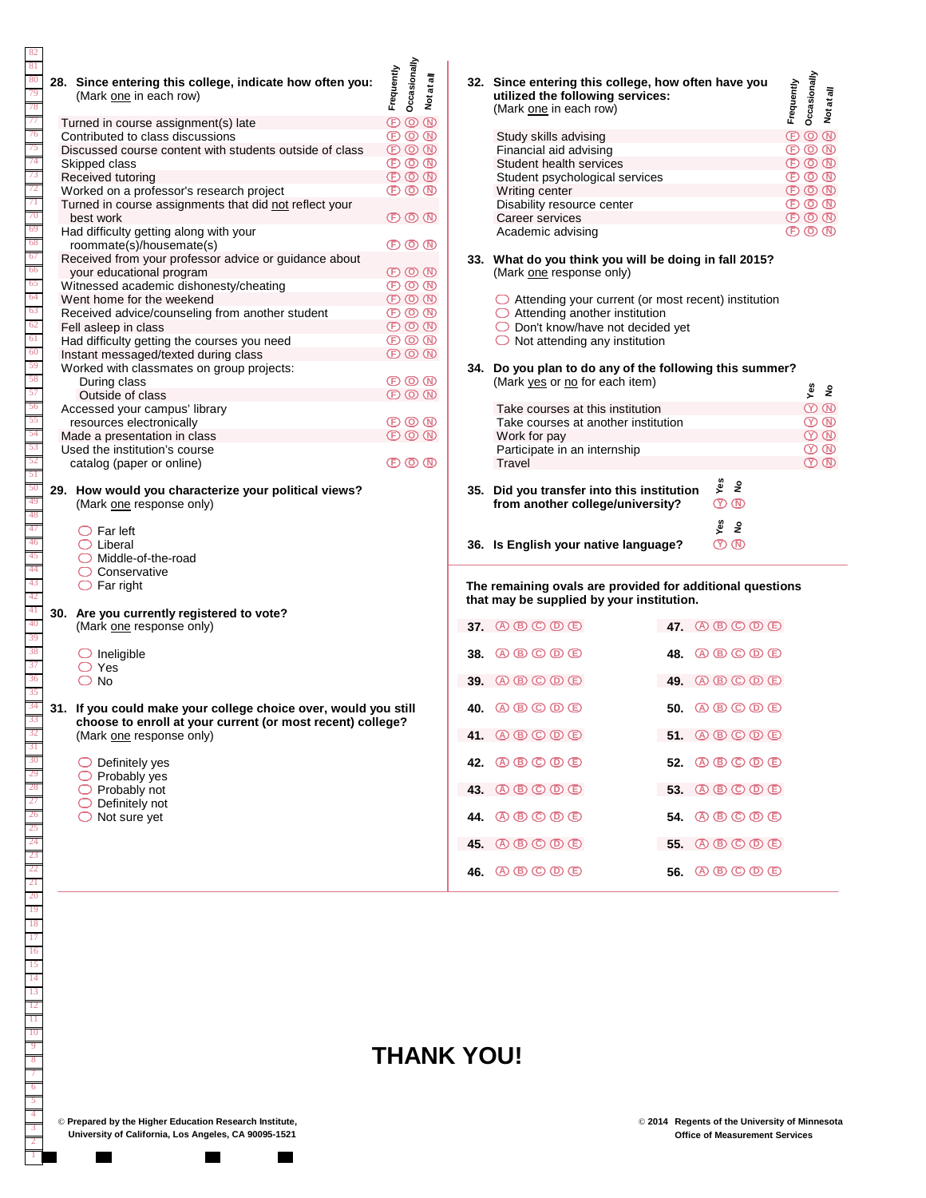**28. Since entering this college, indicate how often you:**
(Mark one in each row)

| | Frequently | Occasionally | Not at all |
|---|---|---|---|
| Turned in course assignment(s) late | Ⓕ | Ⓞ | Ⓝ |
| Contributed to class discussions | Ⓕ | Ⓞ | Ⓝ |
| Discussed course content with students outside of class | Ⓕ | Ⓞ | Ⓝ |
| Skipped class | Ⓕ | Ⓞ | Ⓝ |
| Received tutoring | Ⓕ | Ⓞ | Ⓝ |
| Worked on a professor's research project | Ⓕ | Ⓞ | Ⓝ |
| Turned in course assignments that did not reflect your best work | Ⓕ | Ⓞ | Ⓝ |
| Had difficulty getting along with your roommate(s)/housemate(s) | Ⓕ | Ⓞ | Ⓝ |
| Received from your professor advice or guidance about your educational program | Ⓕ | Ⓞ | Ⓝ |
| Witnessed academic dishonesty/cheating | Ⓕ | Ⓞ | Ⓝ |
| Went home for the weekend | Ⓕ | Ⓞ | Ⓝ |
| Received advice/counseling from another student | Ⓕ | Ⓞ | Ⓝ |
| Fell asleep in class | Ⓕ | Ⓞ | Ⓝ |
| Had difficulty getting the courses you need | Ⓕ | Ⓞ | Ⓝ |
| Instant messaged/texted during class | Ⓕ | Ⓞ | Ⓝ |
| Worked with classmates on group projects: During class | Ⓕ | Ⓞ | Ⓝ |
| Worked with classmates on group projects: Outside of class | Ⓕ | Ⓞ | Ⓝ |
| Accessed your campus' library resources electronically | Ⓕ | Ⓞ | Ⓝ |
| Made a presentation in class | Ⓕ | Ⓞ | Ⓝ |
| Used the institution's course catalog (paper or online) | Ⓕ | Ⓞ | Ⓝ |

**29. How would you characterize your political views?**
(Mark one response only)

- ◯ Far left
- ◯ Liberal
- ◯ Middle-of-the-road
- ◯ Conservative
- ◯ Far right

**30. Are you currently registered to vote?**
(Mark one response only)

- ◯ Ineligible
- ◯ Yes
- ◯ No

**31. If you could make your college choice over, would you still choose to enroll at your current (or most recent) college?**
(Mark one response only)

- ◯ Definitely yes
- ◯ Probably yes
- ◯ Probably not
- ◯ Definitely not
- ◯ Not sure yet

**32. Since entering this college, how often have you utilized the following services:**
(Mark one in each row)

| | Frequently | Occasionally | Not at all |
|---|---|---|---|
| Study skills advising | Ⓕ | Ⓞ | Ⓝ |
| Financial aid advising | Ⓕ | Ⓞ | Ⓝ |
| Student health services | Ⓕ | Ⓞ | Ⓝ |
| Student psychological services | Ⓕ | Ⓞ | Ⓝ |
| Writing center | Ⓕ | Ⓞ | Ⓝ |
| Disability resource center | Ⓕ | Ⓞ | Ⓝ |
| Career services | Ⓕ | Ⓞ | Ⓝ |
| Academic advising | Ⓕ | Ⓞ | Ⓝ |

**33. What do you think you will be doing in fall 2015?**
(Mark one response only)

- ◯ Attending your current (or most recent) institution
- ◯ Attending another institution
- ◯ Don't know/have not decided yet
- ◯ Not attending any institution

**34. Do you plan to do any of the following this summer?**
(Mark yes or no for each item)

| | Yes | No |
|---|---|---|
| Take courses at this institution | Ⓨ | Ⓝ |
| Take courses at another institution | Ⓨ | Ⓝ |
| Work for pay | Ⓨ | Ⓝ |
| Participate in an internship | Ⓨ | Ⓝ |
| Travel | Ⓨ | Ⓝ |

**35. Did you transfer into this institution from another college/university?** Yes Ⓨ No Ⓝ

**36. Is English your native language?** Yes Ⓨ No Ⓝ

**The remaining ovals are provided for additional questions that may be supplied by your institution.**

| | | | |
|---|---|---|---|
| **37.** | Ⓐ Ⓑ Ⓒ Ⓓ Ⓔ | **47.** | Ⓐ Ⓑ Ⓒ Ⓓ Ⓔ |
| **38.** | Ⓐ Ⓑ Ⓒ Ⓓ Ⓔ | **48.** | Ⓐ Ⓑ Ⓒ Ⓓ Ⓔ |
| **39.** | Ⓐ Ⓑ Ⓒ Ⓓ Ⓔ | **49.** | Ⓐ Ⓑ Ⓒ Ⓓ Ⓔ |
| **40.** | Ⓐ Ⓑ Ⓒ Ⓓ Ⓔ | **50.** | Ⓐ Ⓑ Ⓒ Ⓓ Ⓔ |
| **41.** | Ⓐ Ⓑ Ⓒ Ⓓ Ⓔ | **51.** | Ⓐ Ⓑ Ⓒ Ⓓ Ⓔ |
| **42.** | Ⓐ Ⓑ Ⓒ Ⓓ Ⓔ | **52.** | Ⓐ Ⓑ Ⓒ Ⓓ Ⓔ |
| **43.** | Ⓐ Ⓑ Ⓒ Ⓓ Ⓔ | **53.** | Ⓐ Ⓑ Ⓒ Ⓓ Ⓔ |
| **44.** | Ⓐ Ⓑ Ⓒ Ⓓ Ⓔ | **54.** | Ⓐ Ⓑ Ⓒ Ⓓ Ⓔ |
| **45.** | Ⓐ Ⓑ Ⓒ Ⓓ Ⓔ | **55.** | Ⓐ Ⓑ Ⓒ Ⓓ Ⓔ |
| **46.** | Ⓐ Ⓑ Ⓒ Ⓓ Ⓔ | **56.** | Ⓐ Ⓑ Ⓒ Ⓓ Ⓔ |

# THANK YOU!

© **Prepared by the Higher Education Research Institute, University of California, Los Angeles, CA 90095-1521**

© **2014 Regents of the University of Minnesota Office of Measurement Services**